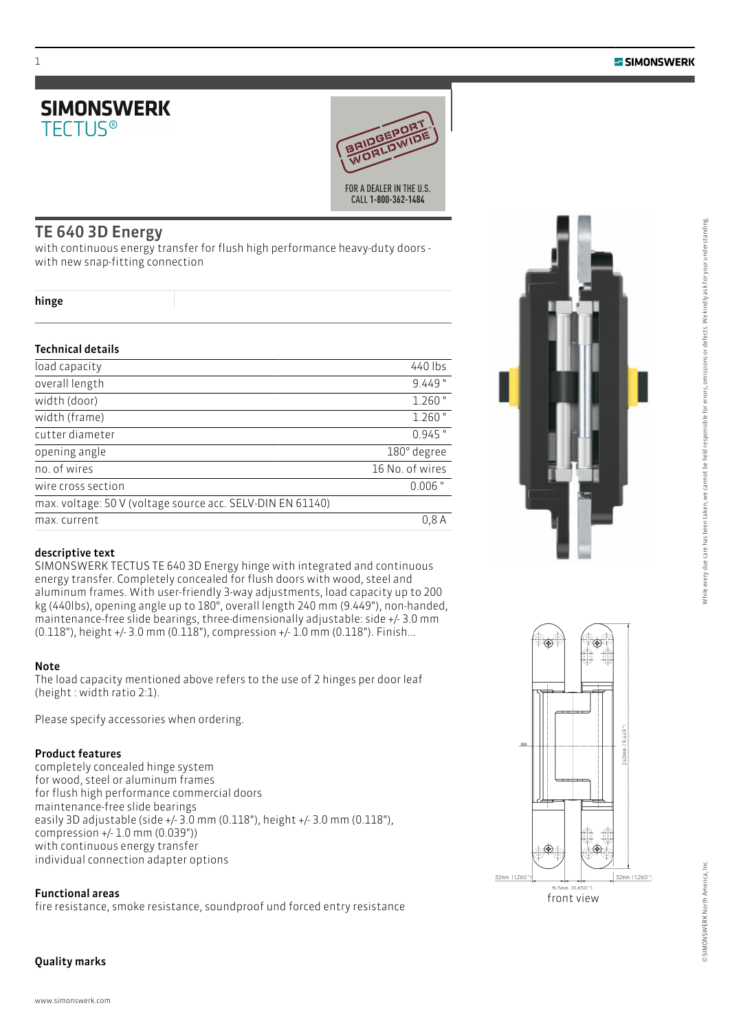# SIMONSWERK
TECTUS®

FOR A DEALER IN THE U.S.
CALL 1-800-362-1484

## TE 640 3D Energy

with continuous energy transfer for flush high performance heavy-duty doors - with new snap-fitting connection

**hinge**

### Technical details

| | |
|---|---|
| load capacity | 440 lbs |
| overall length | 9.449 " |
| width (door) | 1.260 " |
| width (frame) | 1.260 " |
| cutter diameter | 0.945 " |
| opening angle | 180° degree |
| no. of wires | 16 No. of wires |
| wire cross section | 0.006 " |
| max. voltage: 50 V (voltage source acc. SELV-DIN EN 61140) | |
| max. current | 0,8 A |

### descriptive text

SIMONSWERK TECTUS TE 640 3D Energy hinge with integrated and continuous energy transfer. Completely concealed for flush doors with wood, steel and aluminum frames. With user-friendly 3-way adjustments, load capacity up to 200 kg (440lbs), opening angle up to 180°, overall length 240 mm (9.449"), non-handed, maintenance-free slide bearings, three-dimensionally adjustable: side +/- 3.0 mm (0.118"), height +/- 3.0 mm (0.118"), compression +/- 1.0 mm (0.118"). Finish...

### Note

The load capacity mentioned above refers to the use of 2 hinges per door leaf (height : width ratio 2:1).

Please specify accessories when ordering.

### Product features

completely concealed hinge system
for wood, steel or aluminum frames
for flush high performance commercial doors
maintenance-free slide bearings
easily 3D adjustable (side +/- 3.0 mm (0.118"), height +/- 3.0 mm (0.118"), compression +/- 1.0 mm (0.039"))
with continuous energy transfer
individual connection adapter options

### Functional areas

fire resistance, smoke resistance, soundproof und forced entry resistance

### Quality marks

32mm (1.260") 16.5mm (0.650") 32mm (1.260") 240mm (9.449")

front view

While every due care has been taken, we cannot be held responsible for errors, omissions or defects. We kindly ask for your understanding.

© SIMONSWERK North America, Inc.

www.simonswerk.com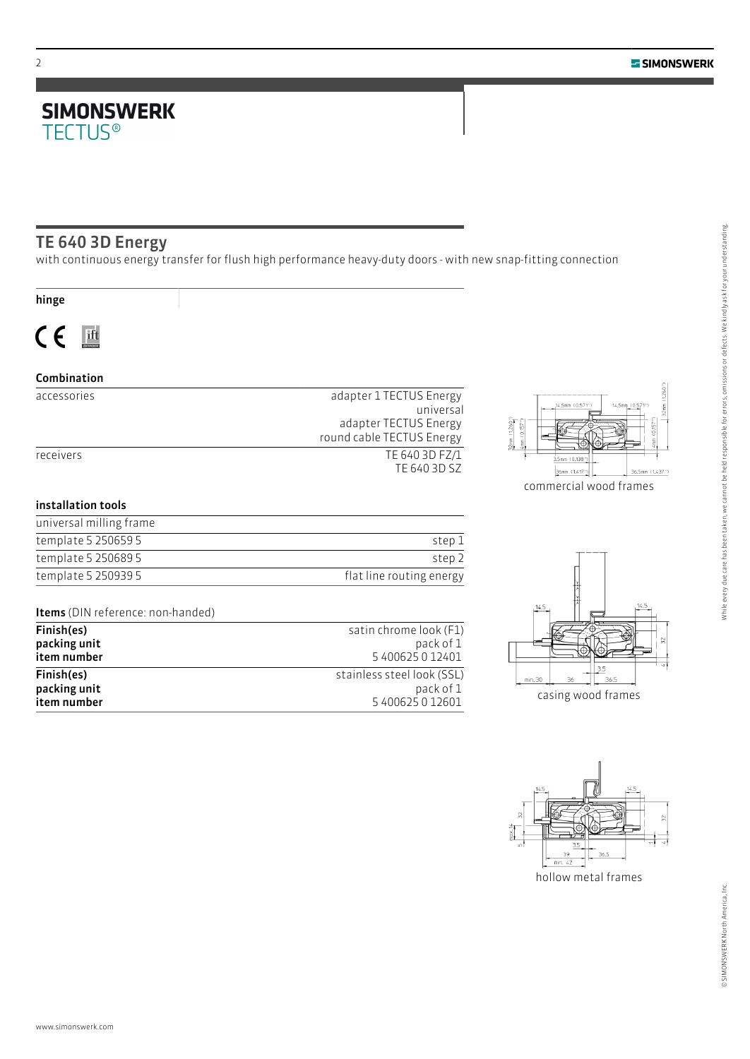# SIMONSWERK
TECTUS®

## TE 640 3D Energy

with continuous energy transfer for flush high performance heavy-duty doors - with new snap-fitting connection

### hinge

CE ift

### Combination

| | |
|---|---|
| accessories | adapter 1 TECTUS Energy universal<br>adapter TECTUS Energy<br>round cable TECTUS Energy |
| receivers | TE 640 3D FZ/1<br>TE 640 3D SZ |

### installation tools

| | |
|---|---|
| universal milling frame | |
| template 5 250659 5 | step 1 |
| template 5 250689 5 | step 2 |
| template 5 250939 5 | flat line routing energy |

### Items (DIN reference: non-handed)

| | |
|---|---|
| **Finish(es)** | satin chrome look (F1) |
| **packing unit** | pack of 1 |
| **item number** | 5 400625 0 12401 |
| **Finish(es)** | stainless steel look (SSL) |
| **packing unit** | pack of 1 |
| **item number** | 5 400625 0 12601 |

14.5mm (0.571") 14.5mm (0.571") 32mm (1.260") 4mm (0.157") 3.5mm (0.138") 36mm (1.417") 36.5mm (1.437")

commercial wood frames

14.5 14.5 32 4 3.5 min. 30 36 36.5

casing wood frames

14.5 14.5 32 32 max. 14 5 1 4 3.5 39 36.5 min. 42

hollow metal frames

www.simonswerk.com

While every due care has been taken, we cannot be held responsible for errors, omissions or defects. We kindly ask for your understanding.

© SIMONSWERK North America, Inc.